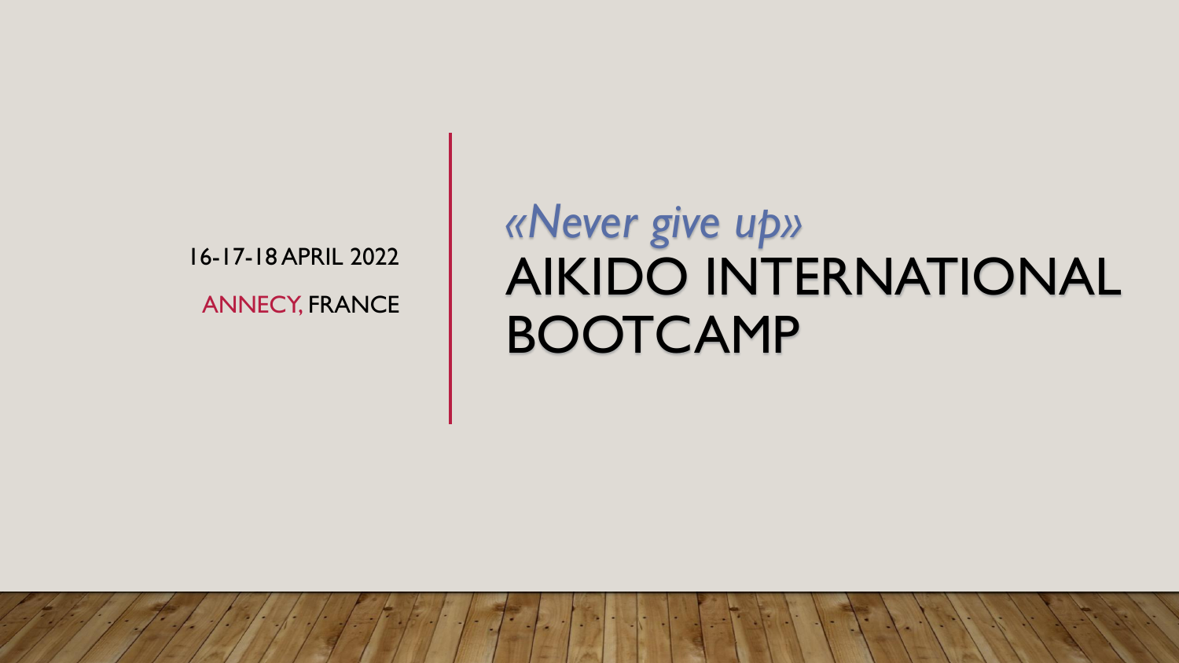16-17-18 APRIL 2022

ANNECY, FRANCE

*«Never give up»*

# AIKIDO INTERNATIONAL BOOTCAMP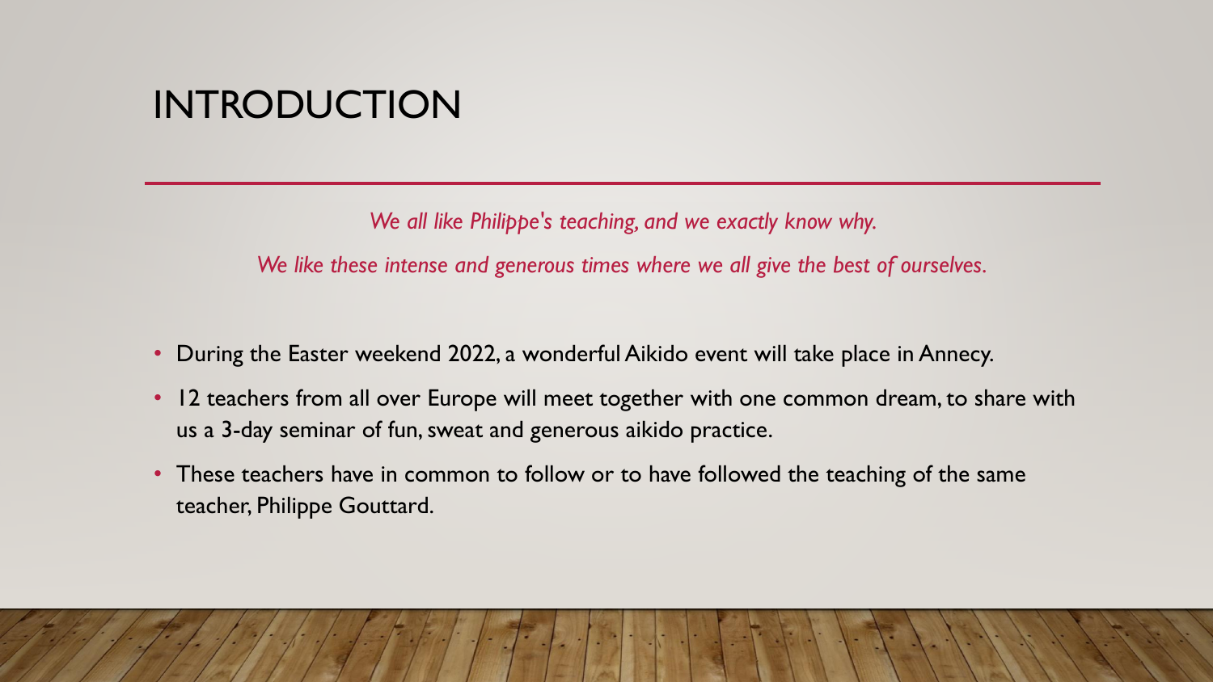# INTRODUCTION

*We all like Philippe's teaching, and we exactly know why.*

*We like these intense and generous times where we all give the best of ourselves.*

- During the Easter weekend 2022, a wonderful Aikido event will take place in Annecy.
- 12 teachers from all over Europe will meet together with one common dream, to share with us a 3-day seminar of fun, sweat and generous aikido practice.
- These teachers have in common to follow or to have followed the teaching of the same teacher, Philippe Gouttard.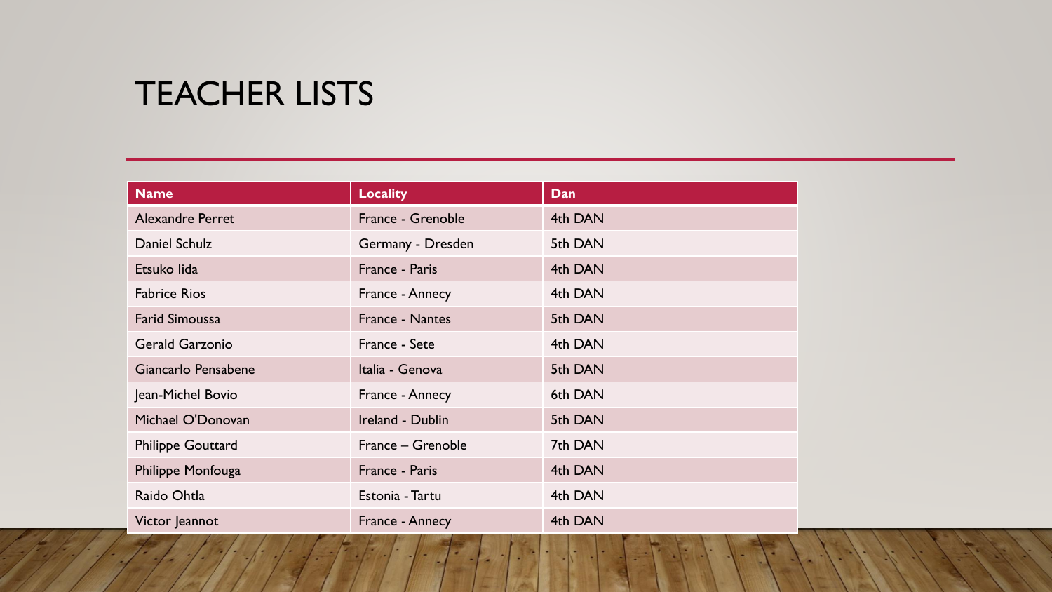# TEACHER LISTS

| Name | Locality | Dan |
| --- | --- | --- |
| Alexandre Perret | France - Grenoble | 4th DAN |
| Daniel Schulz | Germany - Dresden | 5th DAN |
| Etsuko Iida | France - Paris | 4th DAN |
| Fabrice Rios | France - Annecy | 4th DAN |
| Farid Simoussa | France - Nantes | 5th DAN |
| Gerald Garzonio | France - Sete | 4th DAN |
| Giancarlo Pensabene | Italia - Genova | 5th DAN |
| Jean-Michel Bovio | France - Annecy | 6th DAN |
| Michael O'Donovan | Ireland - Dublin | 5th DAN |
| Philippe Gouttard | France – Grenoble | 7th DAN |
| Philippe Monfouga | France - Paris | 4th DAN |
| Raido Ohtla | Estonia - Tartu | 4th DAN |
| Victor Jeannot | France - Annecy | 4th DAN |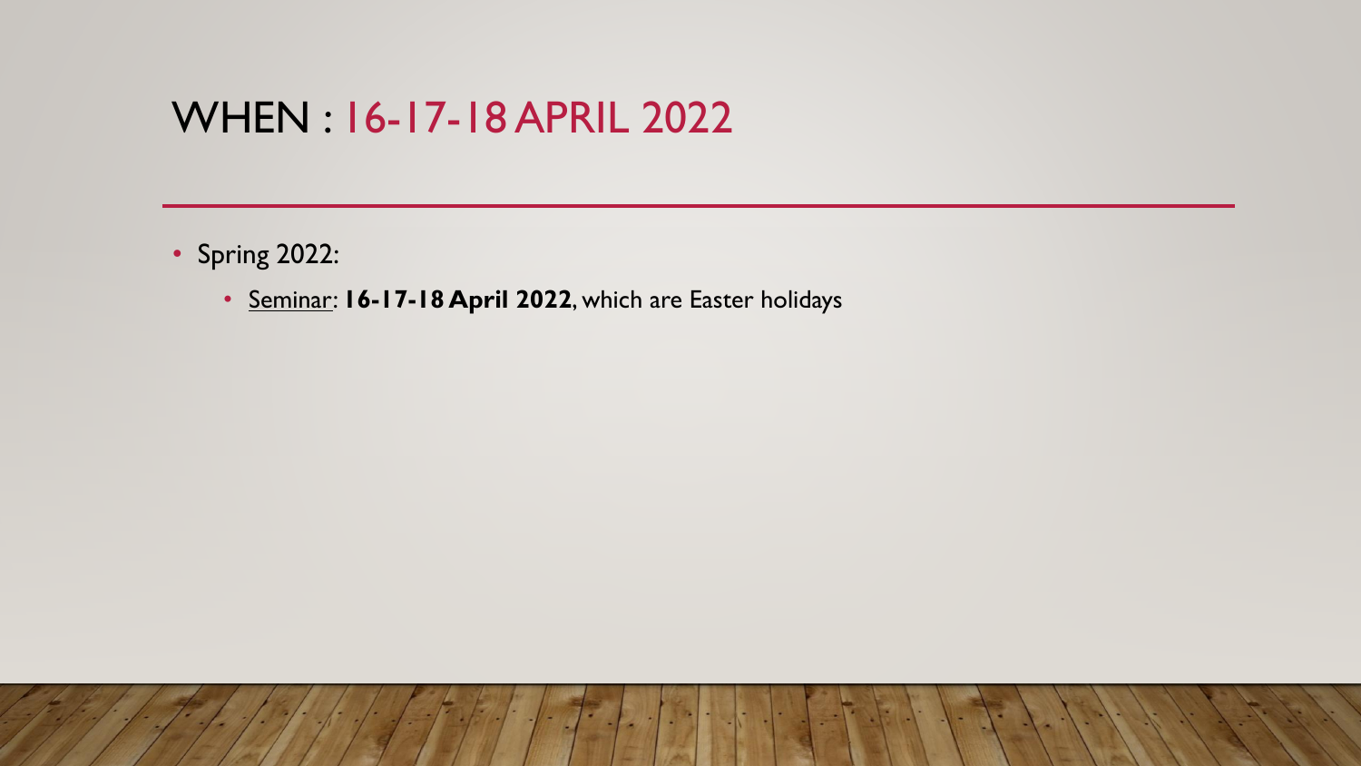# WHEN : 16-17-18 APRIL 2022

- Spring 2022:
  - Seminar: **16-17-18 April 2022**, which are Easter holidays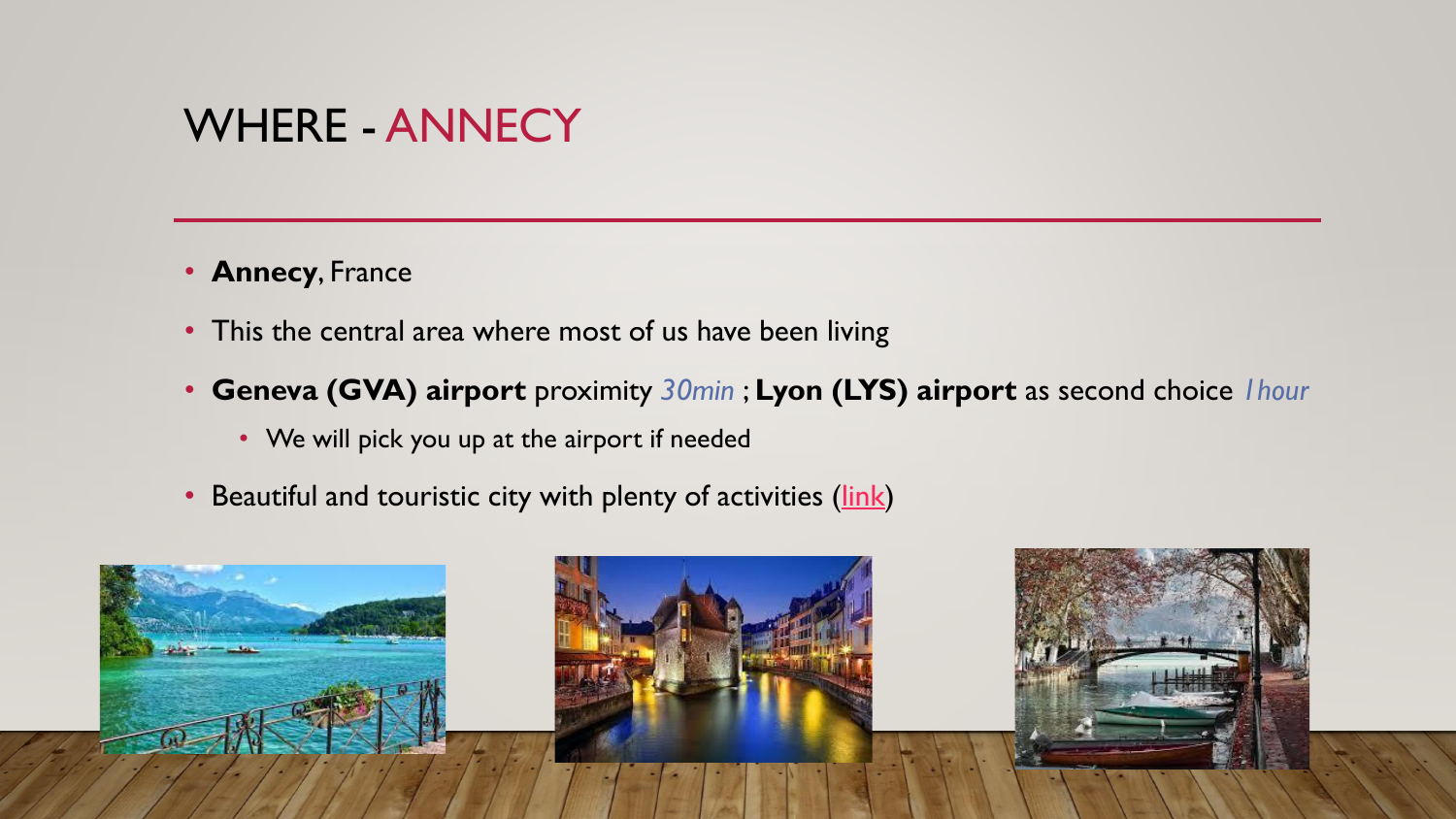# WHERE - ANNECY

- **Annecy**, France
- This the central area where most of us have been living
- **Geneva (GVA) airport** proximity *30min* ; **Lyon (LYS) airport** as second choice *1 hour*
  - We will pick you up at the airport if needed
- Beautiful and touristic city with plenty of activities (link)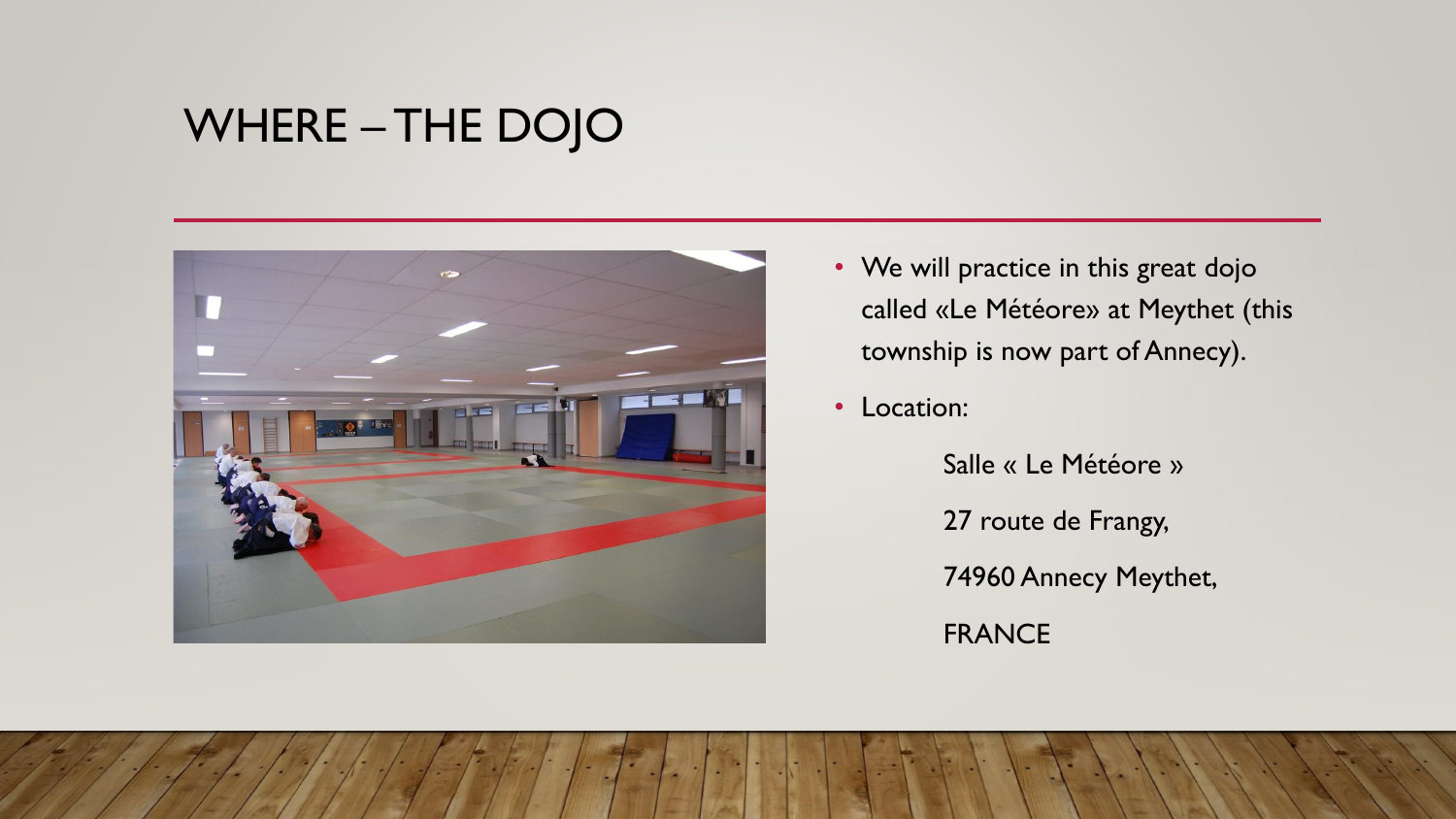# WHERE – THE DOJO

- We will practice in this great dojo called «Le Météore» at Meythet (this township is now part of Annecy).
- Location:

  Salle « Le Météore »

  27 route de Frangy,

  74960 Annecy Meythet,

  FRANCE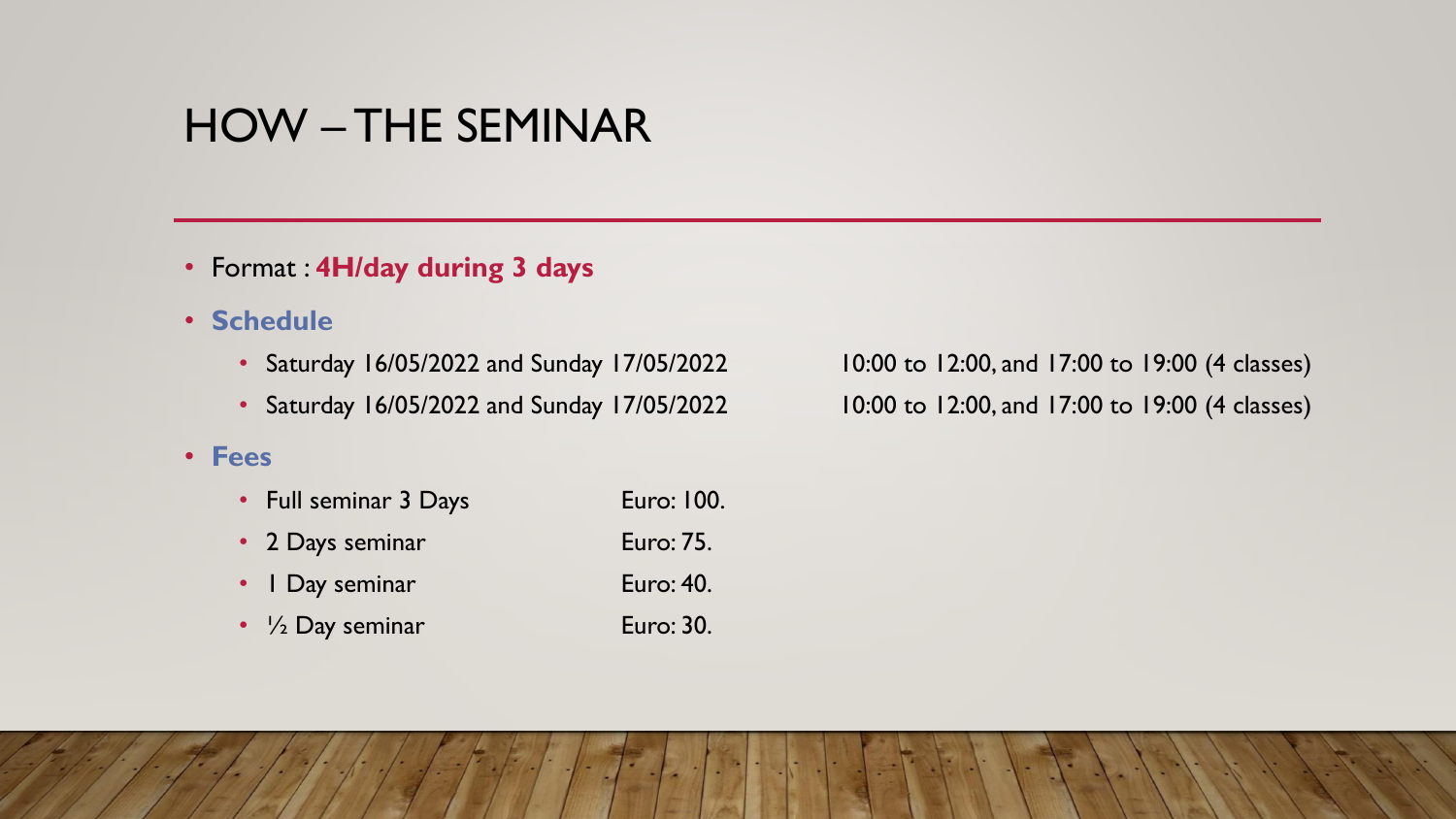# HOW – THE SEMINAR

- Format : **4H/day during 3 days**
- **Schedule**
  - Saturday 16/05/2022 and Sunday 17/05/2022 10:00 to 12:00, and 17:00 to 19:00 (4 classes)
  - Saturday 16/05/2022 and Sunday 17/05/2022 10:00 to 12:00, and 17:00 to 19:00 (4 classes)
- **Fees**
  - Full seminar 3 Days Euro: 100.
  - 2 Days seminar Euro: 75.
  - 1 Day seminar Euro: 40.
  - ½ Day seminar Euro: 30.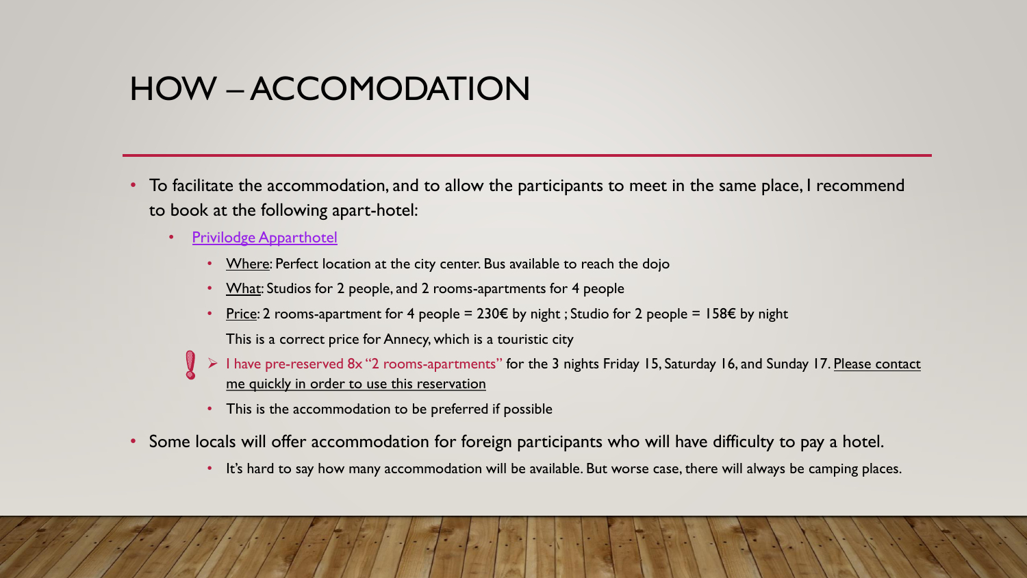# HOW – ACCOMODATION

- To facilitate the accommodation, and to allow the participants to meet in the same place, I recommend to book at the following apart-hotel:
  - Privilodge Apparthotel
    - Where: Perfect location at the city center. Bus available to reach the dojo
    - What: Studios for 2 people, and 2 rooms-apartments for 4 people
    - Price: 2 rooms-apartment for 4 people = 230€ by night ; Studio for 2 people = 158€ by night

      This is a correct price for Annecy, which is a touristic city

    - ! I have pre-reserved 8x "2 rooms-apartments" for the 3 nights Friday 15, Saturday 16, and Sunday 17. Please contact me quickly in order to use this reservation
    - This is the accommodation to be preferred if possible
- Some locals will offer accommodation for foreign participants who will have difficulty to pay a hotel.
  - It's hard to say how many accommodation will be available. But worse case, there will always be camping places.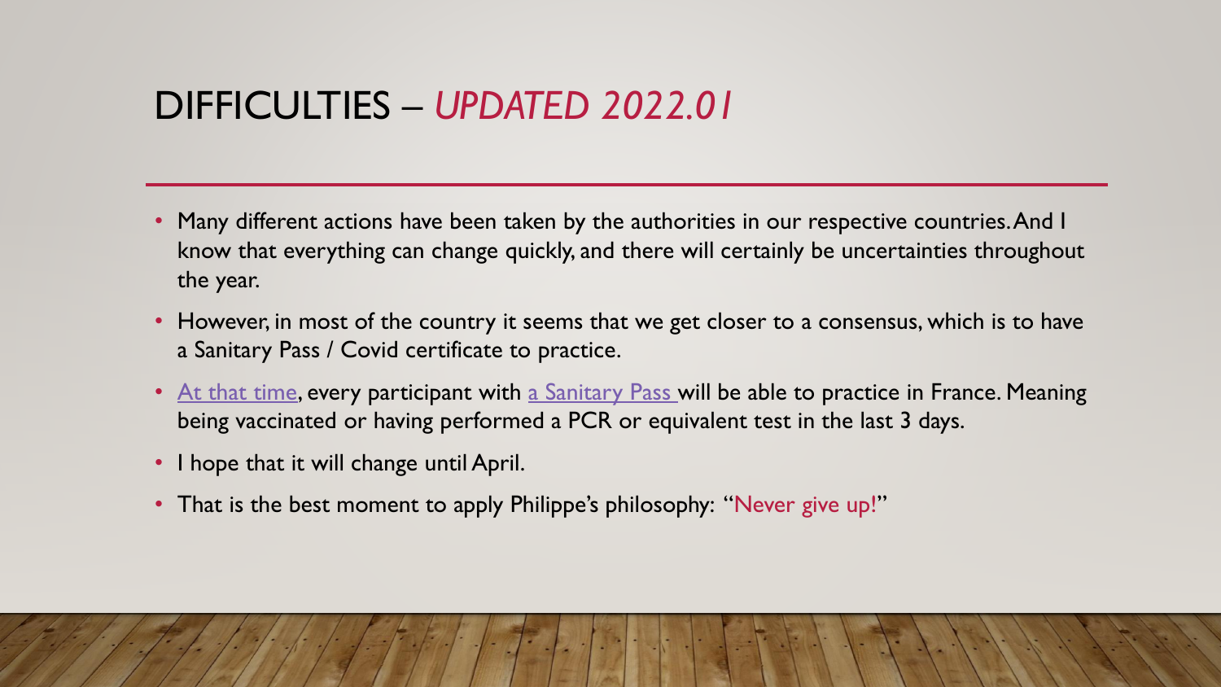# DIFFICULTIES – *UPDATED 2022.01*

- Many different actions have been taken by the authorities in our respective countries. And I know that everything can change quickly, and there will certainly be uncertainties throughout the year.
- However, in most of the country it seems that we get closer to a consensus, which is to have a Sanitary Pass / Covid certificate to practice.
- At that time, every participant with a Sanitary Pass will be able to practice in France. Meaning being vaccinated or having performed a PCR or equivalent test in the last 3 days.
- I hope that it will change until April.
- That is the best moment to apply Philippe's philosophy: "Never give up!"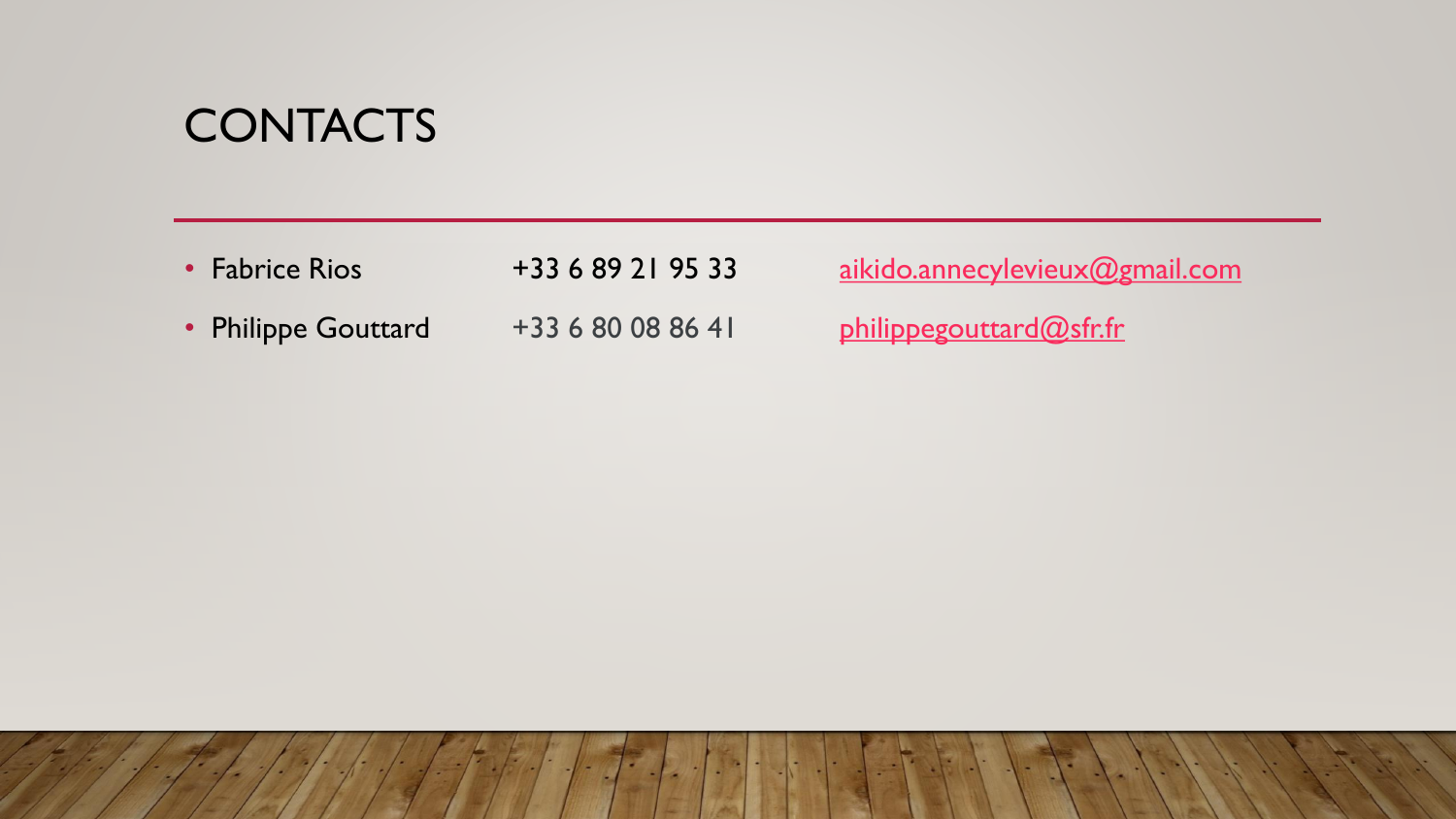# CONTACTS

- Fabrice Rios +33 6 89 21 95 33 aikido.annecylevieux@gmail.com
- Philippe Gouttard +33 6 80 08 86 41 philippegouttard@sfr.fr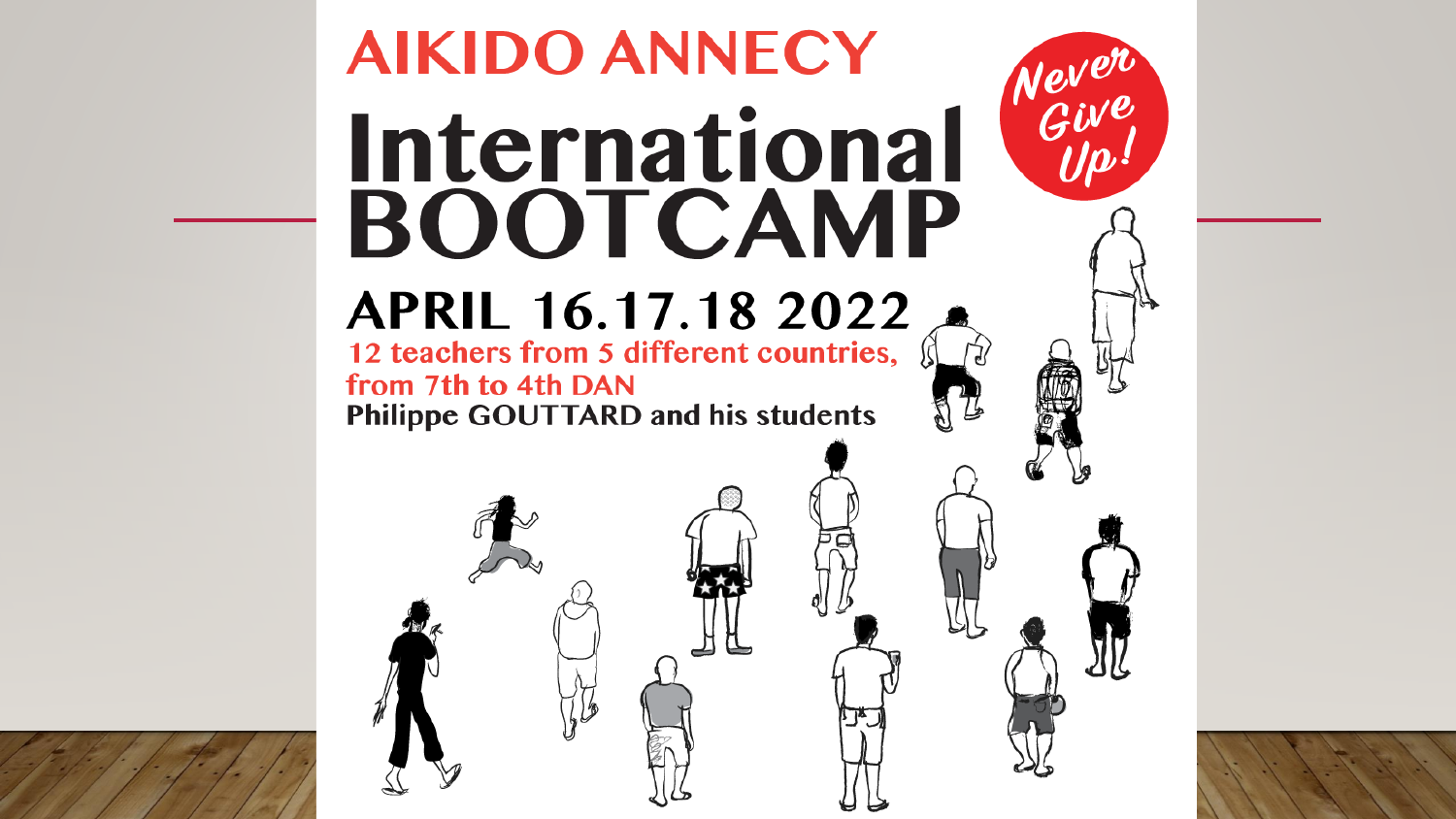# AIKIDO ANNECY

# International BOOTCAMP

Never Give Up!

## APRIL 16.17.18 2022

12 teachers from 5 different countries, from 7th to 4th DAN

**Philippe GOUTTARD and his students**